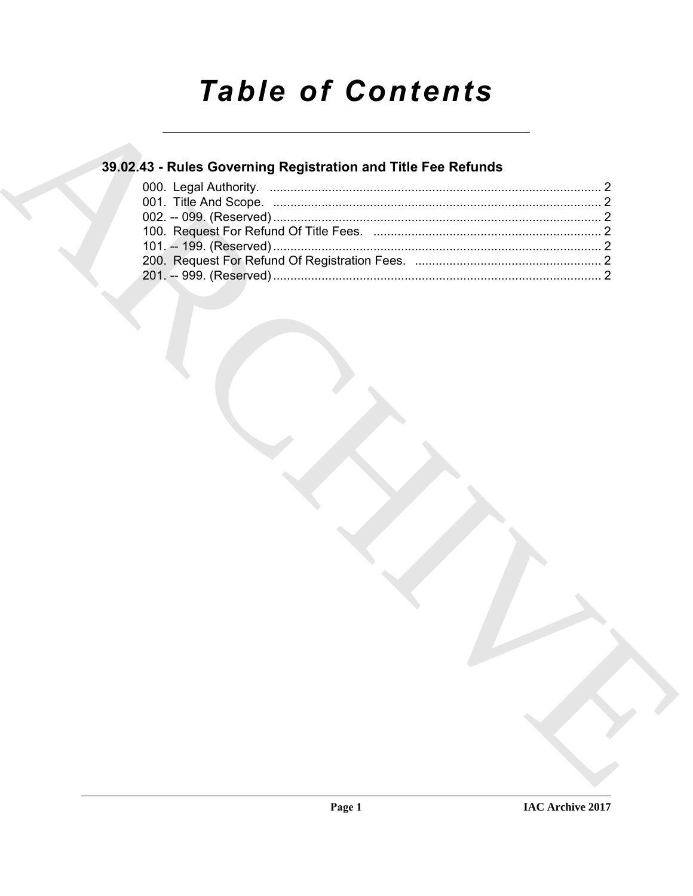# Table of Contents

## 39.02.43 - Rules Governing Registration and Title Fee Refunds

000. Legal Authority. ........................................................................................ 2
001. Title And Scope. ........................................................................................ 2
002. -- 099. (Reserved) ........................................................................................ 2
100. Request For Refund Of Title Fees. ........................................................................................ 2
101. -- 199. (Reserved) ........................................................................................ 2
200. Request For Refund Of Registration Fees. ........................................................................................ 2
201. -- 999. (Reserved) ........................................................................................ 2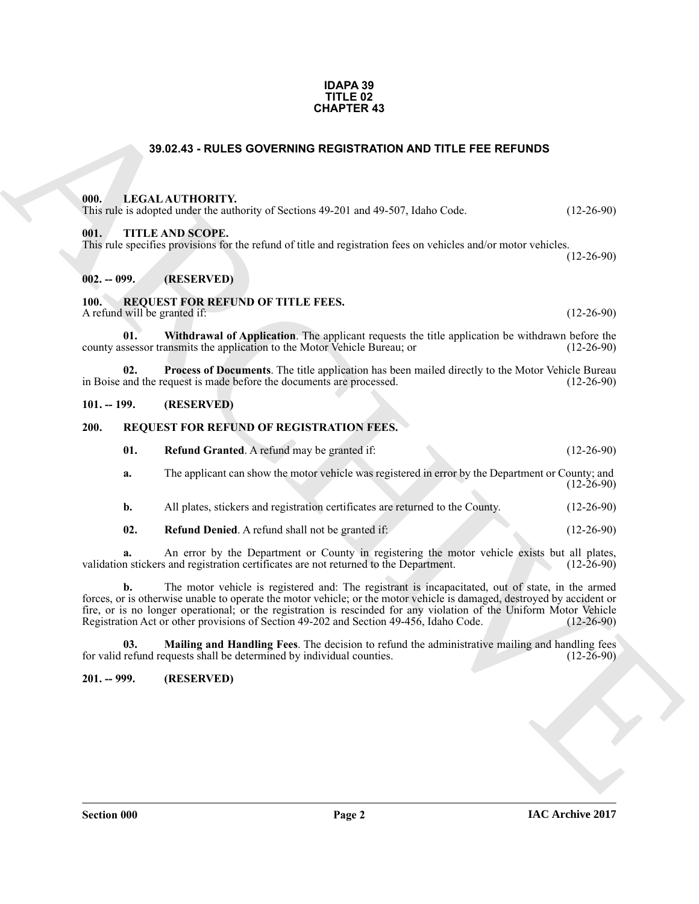**IDAPA 39**
**TITLE 02**
**CHAPTER 43**

# 39.02.43 - RULES GOVERNING REGISTRATION AND TITLE FEE REFUNDS

## 000. LEGAL AUTHORITY.

This rule is adopted under the authority of Sections 49-201 and 49-507, Idaho Code. (12-26-90)

## 001. TITLE AND SCOPE.

This rule specifies provisions for the refund of title and registration fees on vehicles and/or motor vehicles. (12-26-90)

## 002. -- 099. (RESERVED)

## 100. REQUEST FOR REFUND OF TITLE FEES.

A refund will be granted if: (12-26-90)

**01. Withdrawal of Application**. The applicant requests the title application be withdrawn before the county assessor transmits the application to the Motor Vehicle Bureau; or (12-26-90)

**02. Process of Documents**. The title application has been mailed directly to the Motor Vehicle Bureau in Boise and the request is made before the documents are processed. (12-26-90)

## 101. -- 199. (RESERVED)

## 200. REQUEST FOR REFUND OF REGISTRATION FEES.

**01. Refund Granted**. A refund may be granted if: (12-26-90)

**a.** The applicant can show the motor vehicle was registered in error by the Department or County; and (12-26-90)

**b.** All plates, stickers and registration certificates are returned to the County. (12-26-90)

**02. Refund Denied**. A refund shall not be granted if: (12-26-90)

**a.** An error by the Department or County in registering the motor vehicle exists but all plates, validation stickers and registration certificates are not returned to the Department. (12-26-90)

**b.** The motor vehicle is registered and: The registrant is incapacitated, out of state, in the armed forces, or is otherwise unable to operate the motor vehicle; or the motor vehicle is damaged, destroyed by accident or fire, or is no longer operational; or the registration is rescinded for any violation of the Uniform Motor Vehicle Registration Act or other provisions of Section 49-202 and Section 49-456, Idaho Code. (12-26-90)

**03. Mailing and Handling Fees**. The decision to refund the administrative mailing and handling fees for valid refund requests shall be determined by individual counties. (12-26-90)

## 201. -- 999. (RESERVED)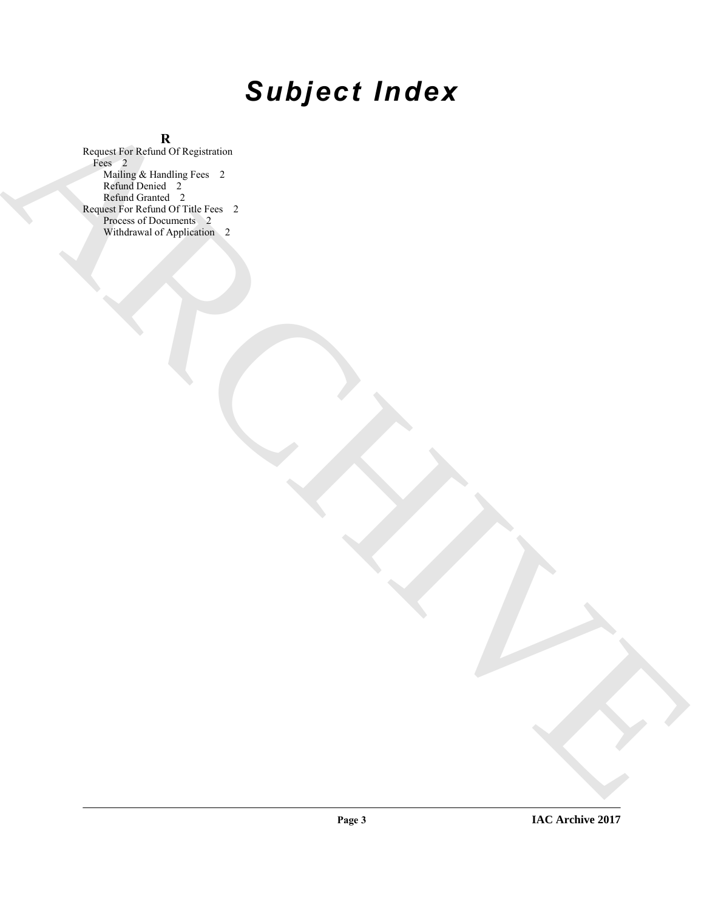# *Subject Index*

**R**

Request For Refund Of Registration Fees 2
  Mailing & Handling Fees 2
  Refund Denied 2
  Refund Granted 2
Request For Refund Of Title Fees 2
  Process of Documents 2
  Withdrawal of Application 2